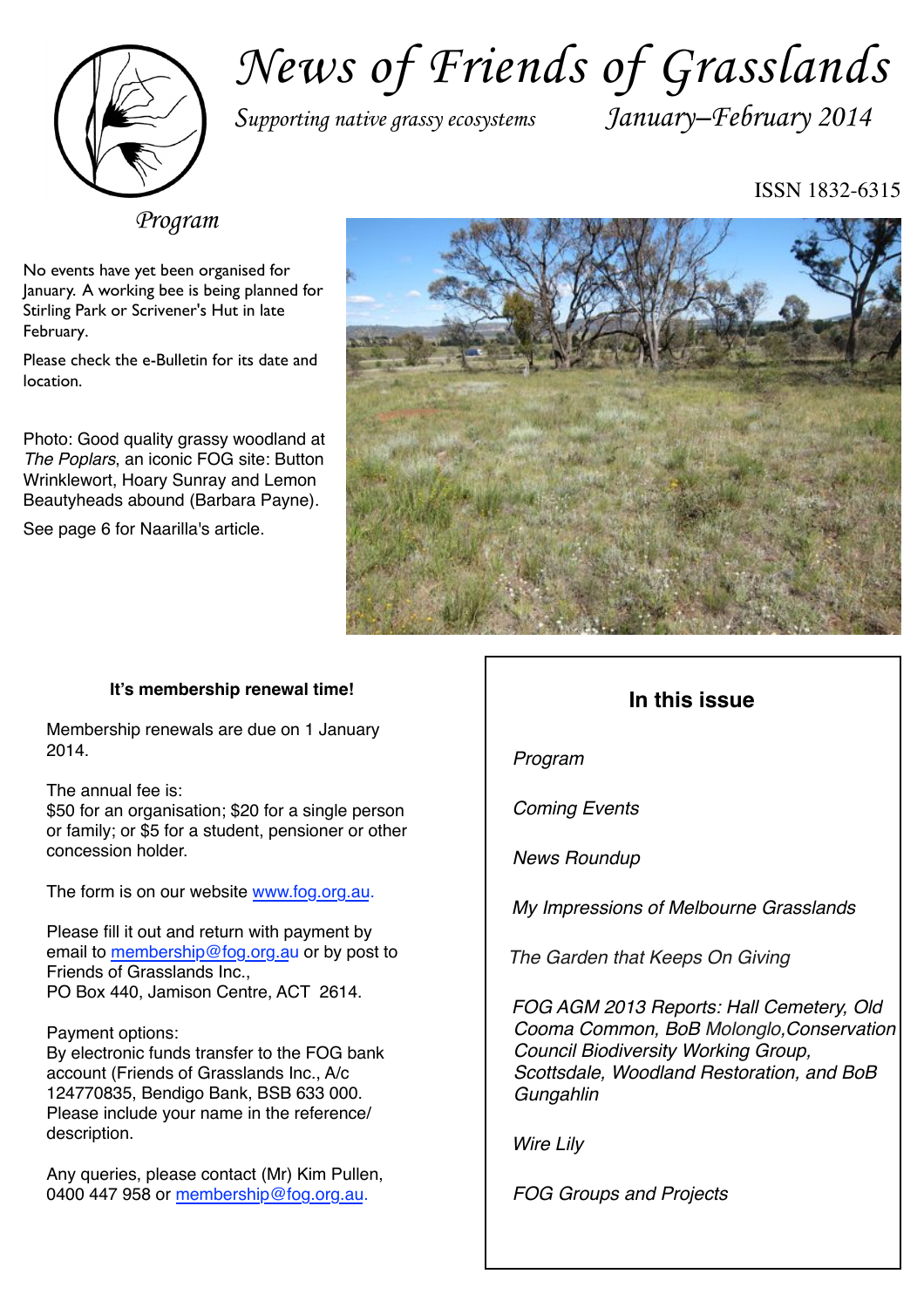# News of Friends of Grasslands

*Supporting native grassy ecosystems* — *January–February 2014*

ISSN 1832-6315

## *Program*

No events have yet been organised for January. A working bee is being planned for Stirling Park or Scrivener's Hut in late February.

Please check the e-Bulletin for its date and location.

Photo: Good quality grassy woodland at *The Poplars*, an iconic FOG site: Button Wrinklewort, Hoary Sunray and Lemon Beautyheads abound (Barbara Payne).

See page 6 for Naarilla's article.

### It's membership renewal time!

Membership renewals are due on 1 January 2014.

The annual fee is:
$50 for an organisation; $20 for a single person or family; or $5 for a student, pensioner or other concession holder.

The form is on our website www.fog.org.au.

Please fill it out and return with payment by email to membership@fog.org.au or by post to Friends of Grasslands Inc.,
PO Box 440, Jamison Centre, ACT 2614.

Payment options:
By electronic funds transfer to the FOG bank account (Friends of Grasslands Inc., A/c 124770835, Bendigo Bank, BSB 633 000. Please include your name in the reference/ description.

Any queries, please contact (Mr) Kim Pullen, 0400 447 958 or membership@fog.org.au.

### In this issue

*Program*

*Coming Events*

*News Roundup*

*My Impressions of Melbourne Grasslands*

*The Garden that Keeps On Giving*

*FOG AGM 2013 Reports: Hall Cemetery, Old Cooma Common, BoB Molonglo, Conservation Council Biodiversity Working Group, Scottsdale, Woodland Restoration, and BoB Gungahlin*

*Wire Lily*

*FOG Groups and Projects*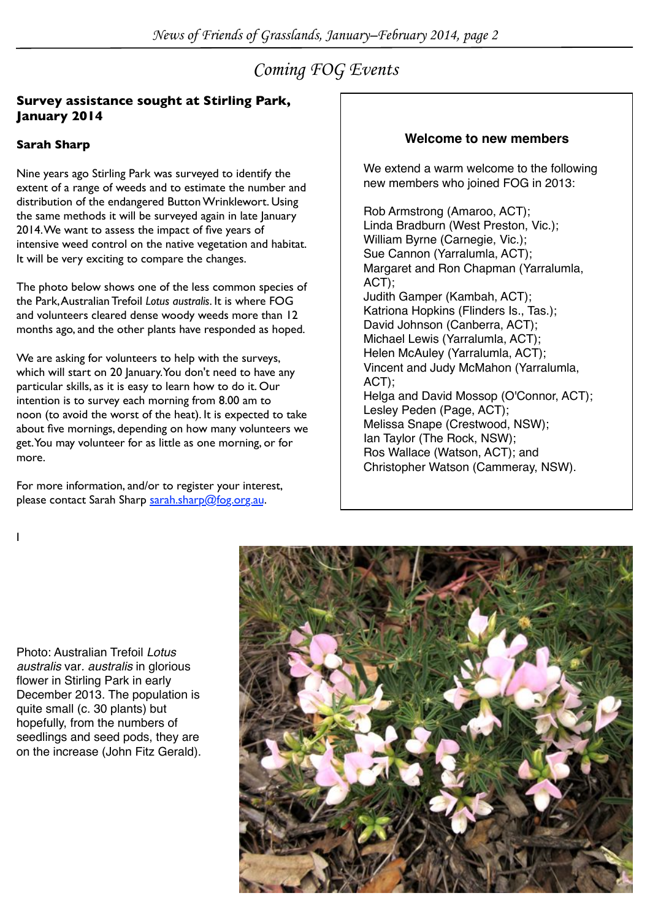# Coming FOG Events

## Survey assistance sought at Stirling Park, January 2014

**Sarah Sharp**

Nine years ago Stirling Park was surveyed to identify the extent of a range of weeds and to estimate the number and distribution of the endangered Button Wrinklewort. Using the same methods it will be surveyed again in late January 2014. We want to assess the impact of five years of intensive weed control on the native vegetation and habitat. It will be very exciting to compare the changes.

The photo below shows one of the less common species of the Park, Australian Trefoil *Lotus australis*. It is where FOG and volunteers cleared dense woody weeds more than 12 months ago, and the other plants have responded as hoped.

We are asking for volunteers to help with the surveys, which will start on 20 January. You don't need to have any particular skills, as it is easy to learn how to do it. Our intention is to survey each morning from 8.00 am to noon (to avoid the worst of the heat). It is expected to take about five mornings, depending on how many volunteers we get. You may volunteer for as little as one morning, or for more.

For more information, and/or to register your interest, please contact Sarah Sharp sarah.sharp@fog.org.au.

Photo: Australian Trefoil *Lotus australis* var. *australis* in glorious flower in Stirling Park in early December 2013. The population is quite small (c. 30 plants) but hopefully, from the numbers of seedlings and seed pods, they are on the increase (John Fitz Gerald).

## Welcome to new members

We extend a warm welcome to the following new members who joined FOG in 2013:

Rob Armstrong (Amaroo, ACT);
Linda Bradburn (West Preston, Vic.);
William Byrne (Carnegie, Vic.);
Sue Cannon (Yarralumla, ACT);
Margaret and Ron Chapman (Yarralumla, ACT);
Judith Gamper (Kambah, ACT);
Katriona Hopkins (Flinders Is., Tas.);
David Johnson (Canberra, ACT);
Michael Lewis (Yarralumla, ACT);
Helen McAuley (Yarralumla, ACT);
Vincent and Judy McMahon (Yarralumla, ACT);
Helga and David Mossop (O'Connor, ACT);
Lesley Peden (Page, ACT);
Melissa Snape (Crestwood, NSW);
Ian Taylor (The Rock, NSW);
Ros Wallace (Watson, ACT); and
Christopher Watson (Cammeray, NSW).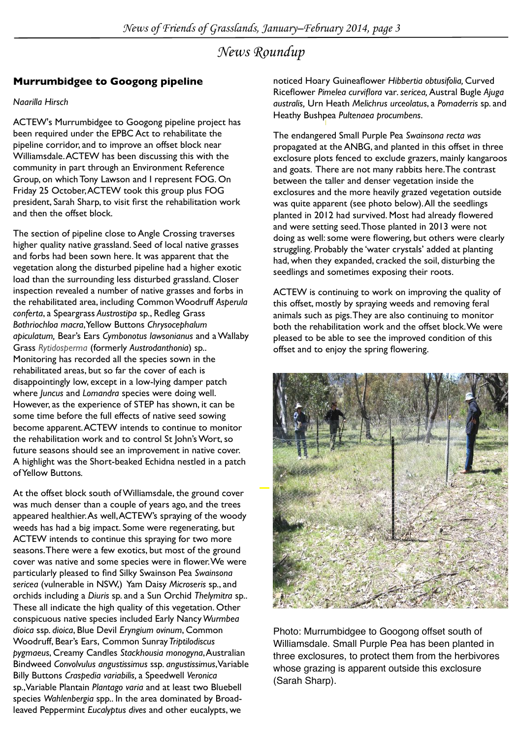# News Roundup

## Murrumbidgee to Googong pipeline

*Naarilla Hirsch*

ACTEW's Murrumbidgee to Googong pipeline project has been required under the EPBC Act to rehabilitate the pipeline corridor, and to improve an offset block near Williamsdale. ACTEW has been discussing this with the community in part through an Environment Reference Group, on which Tony Lawson and I represent FOG. On Friday 25 October, ACTEW took this group plus FOG president, Sarah Sharp, to visit first the rehabilitation work and then the offset block.

The section of pipeline close to Angle Crossing traverses higher quality native grassland. Seed of local native grasses and forbs had been sown here. It was apparent that the vegetation along the disturbed pipeline had a higher exotic load than the surrounding less disturbed grassland. Closer inspection revealed a number of native grasses and forbs in the rehabilitated area, including Common Woodruff *Asperula conferta*, a Speargrass *Austrostipa* sp., Redleg Grass *Bothriochloa macra*, Yellow Buttons *Chrysocephalum apiculatum,* Bear's Ears *Cymbonotus lawsonianus* and a Wallaby Grass *Rytidosperma* (formerly *Austrodanthonia*) sp.. Monitoring has recorded all the species sown in the rehabilitated areas, but so far the cover of each is disappointingly low, except in a low-lying damper patch where *Juncus* and *Lomandra* species were doing well. However, as the experience of STEP has shown, it can be some time before the full effects of native seed sowing become apparent. ACTEW intends to continue to monitor the rehabilitation work and to control St John's Wort, so future seasons should see an improvement in native cover. A highlight was the Short-beaked Echidna nestled in a patch of Yellow Buttons.

At the offset block south of Williamsdale, the ground cover was much denser than a couple of years ago, and the trees appeared healthier. As well, ACTEW's spraying of the woody weeds has had a big impact. Some were regenerating, but ACTEW intends to continue this spraying for two more seasons. There were a few exotics, but most of the ground cover was native and some species were in flower. We were particularly pleased to find Silky Swainson Pea *Swainsona sericea* (vulnerable in NSW,) Yam Daisy *Microseris* sp., and orchids including a *Diuris* sp. and a Sun Orchid *Thelymitra* sp.. These all indicate the high quality of this vegetation. Other conspicuous native species included Early Nancy *Wurmbea dioica* ssp. *dioica*, Blue Devil *Eryngium ovinum*, Common Woodruff, Bear's Ears, Common Sunray *Triptilodiscus pygmaeus*, Creamy Candles *Stackhousia monogyna*, Australian Bindweed *Convolvulus angustissimus* ssp. *angustissimus*, Variable Billy Buttons *Craspedia variabilis,* a Speedwell *Veronica* sp., Variable Plantain *Plantago varia* and at least two Bluebell species *Wahlenbergia* spp.. In the area dominated by Broad-leaved Peppermint *Eucalyptus dives* and other eucalypts, we noticed Hoary Guineaflower *Hibbertia obtusifolia,* Curved Riceflower *Pimelea curviflora* var. *sericea,* Austral Bugle *Ajuga australis,* Urn Heath *Melichrus urceolatus*, a *Pomaderris* sp. and Heathy Bushpea *Pultenaea procumbens*.

The endangered Small Purple Pea *Swainsona recta was* propagated at the ANBG, and planted in this offset in three exclosure plots fenced to exclude grazers, mainly kangaroos and goats. There are not many rabbits here. The contrast between the taller and denser vegetation inside the exclosures and the more heavily grazed vegetation outside was quite apparent (see photo below). All the seedlings planted in 2012 had survived. Most had already flowered and were setting seed. Those planted in 2013 were not doing as well: some were flowering, but others were clearly struggling. Probably the 'water crystals' added at planting had, when they expanded, cracked the soil, disturbing the seedlings and sometimes exposing their roots.

ACTEW is continuing to work on improving the quality of this offset, mostly by spraying weeds and removing feral animals such as pigs. They are also continuing to monitor both the rehabilitation work and the offset block. We were pleased to be able to see the improved condition of this offset and to enjoy the spring flowering.

Photo: Murrumbidgee to Googong offset south of Williamsdale. Small Purple Pea has been planted in three exclosures, to protect them from the herbivores whose grazing is apparent outside this exclosure (Sarah Sharp).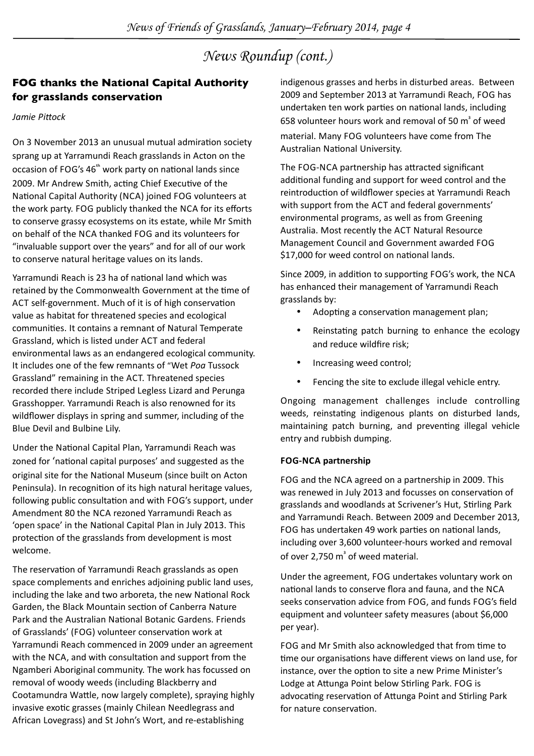# News Roundup (cont.)

## FOG thanks the National Capital Authority for grasslands conservation

*Jamie Pittock*

On 3 November 2013 an unusual mutual admiration society sprang up at Yarramundi Reach grasslands in Acton on the occasion of FOG's 46th work party on national lands since 2009. Mr Andrew Smith, acting Chief Executive of the National Capital Authority (NCA) joined FOG volunteers at the work party. FOG publicly thanked the NCA for its efforts to conserve grassy ecosystems on its estate, while Mr Smith on behalf of the NCA thanked FOG and its volunteers for "invaluable support over the years" and for all of our work to conserve natural heritage values on its lands.

Yarramundi Reach is 23 ha of national land which was retained by the Commonwealth Government at the time of ACT self-government. Much of it is of high conservation value as habitat for threatened species and ecological communities. It contains a remnant of Natural Temperate Grassland, which is listed under ACT and federal environmental laws as an endangered ecological community. It includes one of the few remnants of "Wet *Poa* Tussock Grassland" remaining in the ACT. Threatened species recorded there include Striped Legless Lizard and Perunga Grasshopper. Yarramundi Reach is also renowned for its wildflower displays in spring and summer, including of the Blue Devil and Bulbine Lily.

Under the National Capital Plan, Yarramundi Reach was zoned for 'national capital purposes' and suggested as the original site for the National Museum (since built on Acton Peninsula). In recognition of its high natural heritage values, following public consultation and with FOG's support, under Amendment 80 the NCA rezoned Yarramundi Reach as 'open space' in the National Capital Plan in July 2013. This protection of the grasslands from development is most welcome.

The reservation of Yarramundi Reach grasslands as open space complements and enriches adjoining public land uses, including the lake and two arboreta, the new National Rock Garden, the Black Mountain section of Canberra Nature Park and the Australian National Botanic Gardens. Friends of Grasslands' (FOG) volunteer conservation work at Yarramundi Reach commenced in 2009 under an agreement with the NCA, and with consultation and support from the Ngamberi Aboriginal community. The work has focussed on removal of woody weeds (including Blackberry and Cootamundra Wattle, now largely complete), spraying highly invasive exotic grasses (mainly Chilean Needlegrass and African Lovegrass) and St John's Wort, and re-establishing indigenous grasses and herbs in disturbed areas. Between 2009 and September 2013 at Yarramundi Reach, FOG has undertaken ten work parties on national lands, including 658 volunteer hours work and removal of 50 m$^3$ of weed material. Many FOG volunteers have come from The Australian National University.

The FOG-NCA partnership has attracted significant additional funding and support for weed control and the reintroduction of wildflower species at Yarramundi Reach with support from the ACT and federal governments' environmental programs, as well as from Greening Australia. Most recently the ACT Natural Resource Management Council and Government awarded FOG $17,000 for weed control on national lands.

Since 2009, in addition to supporting FOG's work, the NCA has enhanced their management of Yarramundi Reach grasslands by:

- Adopting a conservation management plan;
- Reinstating patch burning to enhance the ecology and reduce wildfire risk;
- Increasing weed control;
- Fencing the site to exclude illegal vehicle entry.

Ongoing management challenges include controlling weeds, reinstating indigenous plants on disturbed lands, maintaining patch burning, and preventing illegal vehicle entry and rubbish dumping.

### FOG-NCA partnership

FOG and the NCA agreed on a partnership in 2009. This was renewed in July 2013 and focusses on conservation of grasslands and woodlands at Scrivener's Hut, Stirling Park and Yarramundi Reach. Between 2009 and December 2013, FOG has undertaken 49 work parties on national lands, including over 3,600 volunteer-hours worked and removal of over 2,750 m$^3$ of weed material.

Under the agreement, FOG undertakes voluntary work on national lands to conserve flora and fauna, and the NCA seeks conservation advice from FOG, and funds FOG's field equipment and volunteer safety measures (about $6,000 per year).

FOG and Mr Smith also acknowledged that from time to time our organisations have different views on land use, for instance, over the option to site a new Prime Minister's Lodge at Attunga Point below Stirling Park. FOG is advocating reservation of Attunga Point and Stirling Park for nature conservation.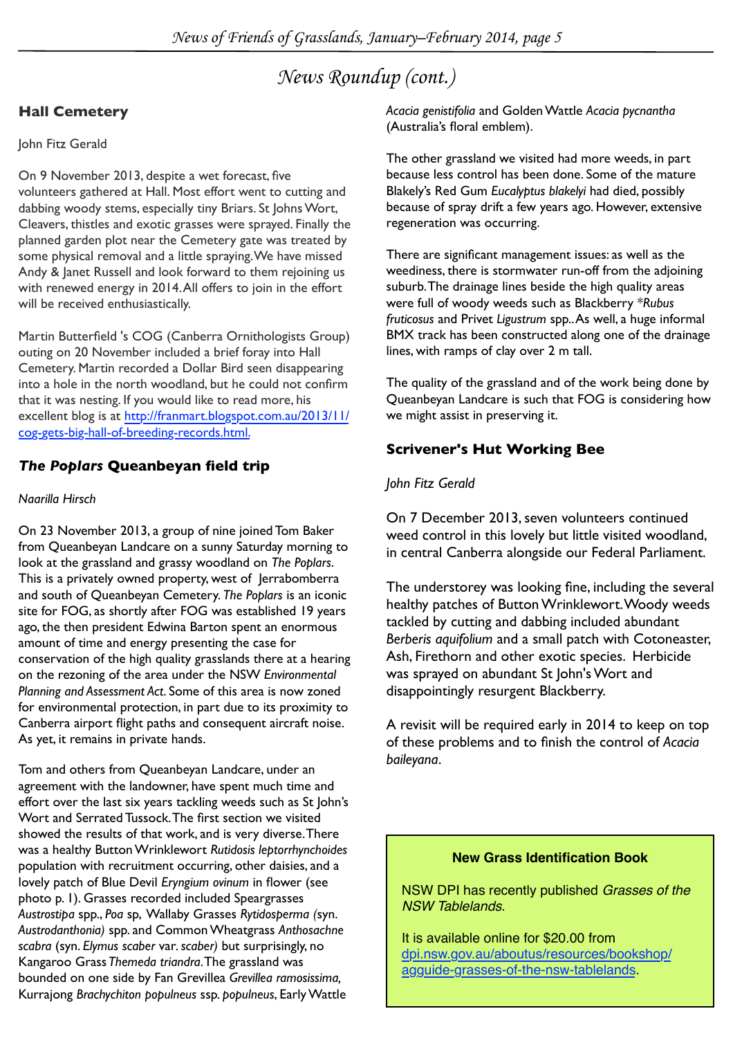# News Roundup (cont.)

## Hall Cemetery

John Fitz Gerald

On 9 November 2013, despite a wet forecast, five volunteers gathered at Hall. Most effort went to cutting and dabbing woody stems, especially tiny Briars. St Johns Wort, Cleavers, thistles and exotic grasses were sprayed. Finally the planned garden plot near the Cemetery gate was treated by some physical removal and a little spraying. We have missed Andy & Janet Russell and look forward to them rejoining us with renewed energy in 2014. All offers to join in the effort will be received enthusiastically.

Martin Butterfield 's COG (Canberra Ornithologists Group) outing on 20 November included a brief foray into Hall Cemetery. Martin recorded a Dollar Bird seen disappearing into a hole in the north woodland, but he could not confirm that it was nesting. If you would like to read more, his excellent blog is at http://franmart.blogspot.com.au/2013/11/cog-gets-big-hall-of-breeding-records.html.

## *The Poplars* Queanbeyan field trip

*Naarilla Hirsch*

On 23 November 2013, a group of nine joined Tom Baker from Queanbeyan Landcare on a sunny Saturday morning to look at the grassland and grassy woodland on *The Poplars*. This is a privately owned property, west of Jerrabomberra and south of Queanbeyan Cemetery. *The Poplars* is an iconic site for FOG, as shortly after FOG was established 19 years ago, the then president Edwina Barton spent an enormous amount of time and energy presenting the case for conservation of the high quality grasslands there at a hearing on the rezoning of the area under the NSW *Environmental Planning and Assessment Act*. Some of this area is now zoned for environmental protection, in part due to its proximity to Canberra airport flight paths and consequent aircraft noise. As yet, it remains in private hands.

Tom and others from Queanbeyan Landcare, under an agreement with the landowner, have spent much time and effort over the last six years tackling weeds such as St John's Wort and Serrated Tussock. The first section we visited showed the results of that work, and is very diverse. There was a healthy Button Wrinklewort *Rutidosis leptorrhynchoides* population with recruitment occurring, other daisies, and a lovely patch of Blue Devil *Eryngium ovinum* in flower (see photo p. 1). Grasses recorded included Speargrasses *Austrostipa* spp., *Poa* sp, Wallaby Grasses *Rytidosperma (*syn. *Austrodanthonia)* spp. and Common Wheatgrass *Anthosachne scabra* (syn. *Elymus scaber* var. *scaber)* but surprisingly, no Kangaroo Grass *Themeda triandra*. The grassland was bounded on one side by Fan Grevillea *Grevillea ramosissima,* Kurrajong *Brachychiton populneus* ssp. *populneus*, Early Wattle *Acacia genistifolia* and Golden Wattle *Acacia pycnantha* (Australia's floral emblem).

The other grassland we visited had more weeds, in part because less control has been done. Some of the mature Blakely's Red Gum *Eucalyptus blakelyi* had died, possibly because of spray drift a few years ago. However, extensive regeneration was occurring.

There are significant management issues: as well as the weediness, there is stormwater run-off from the adjoining suburb. The drainage lines beside the high quality areas were full of woody weeds such as Blackberry *\*Rubus fruticosus* and Privet *Ligustrum* spp.. As well, a huge informal BMX track has been constructed along one of the drainage lines, with ramps of clay over 2 m tall.

The quality of the grassland and of the work being done by Queanbeyan Landcare is such that FOG is considering how we might assist in preserving it.

## Scrivener's Hut Working Bee

*John Fitz Gerald*

On 7 December 2013, seven volunteers continued weed control in this lovely but little visited woodland, in central Canberra alongside our Federal Parliament.

The understorey was looking fine, including the several healthy patches of Button Wrinklewort. Woody weeds tackled by cutting and dabbing included abundant *Berberis aquifolium* and a small patch with Cotoneaster, Ash, Firethorn and other exotic species. Herbicide was sprayed on abundant St John's Wort and disappointingly resurgent Blackberry.

A revisit will be required early in 2014 to keep on top of these problems and to finish the control of *Acacia baileyana*.

**New Grass Identification Book**

NSW DPI has recently published *Grasses of the NSW Tablelands*.

It is available online for $20.00 from dpi.nsw.gov.au/aboutus/resources/bookshop/agguide-grasses-of-the-nsw-tablelands.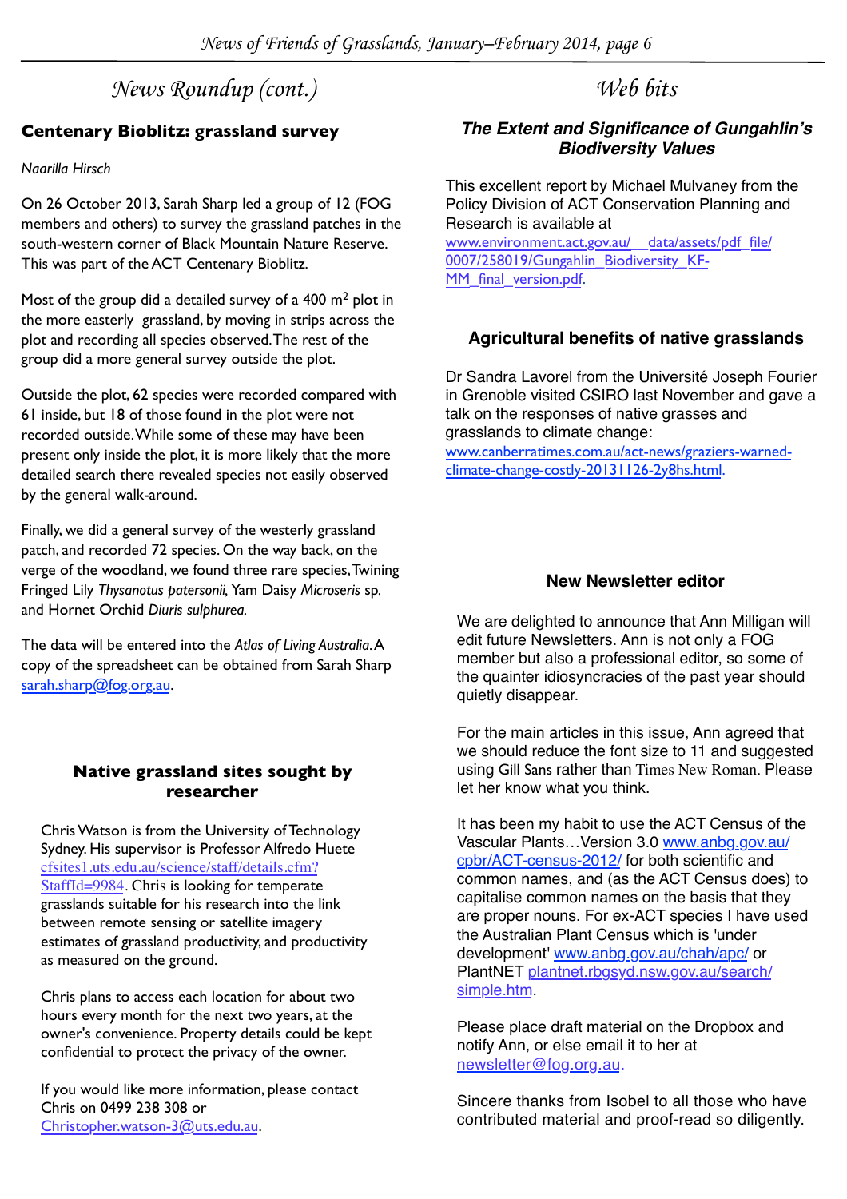## News Roundup (cont.)

### Centenary Bioblitz: grassland survey

*Naarilla Hirsch*

On 26 October 2013, Sarah Sharp led a group of 12 (FOG members and others) to survey the grassland patches in the south-western corner of Black Mountain Nature Reserve. This was part of the ACT Centenary Bioblitz.

Most of the group did a detailed survey of a 400 m$^2$ plot in the more easterly grassland, by moving in strips across the plot and recording all species observed. The rest of the group did a more general survey outside the plot.

Outside the plot, 62 species were recorded compared with 61 inside, but 18 of those found in the plot were not recorded outside. While some of these may have been present only inside the plot, it is more likely that the more detailed search there revealed species not easily observed by the general walk-around.

Finally, we did a general survey of the westerly grassland patch, and recorded 72 species. On the way back, on the verge of the woodland, we found three rare species, Twining Fringed Lily *Thysanotus patersonii,* Yam Daisy *Microseris* sp. and Hornet Orchid *Diuris sulphurea.*

The data will be entered into the *Atlas of Living Australia*. A copy of the spreadsheet can be obtained from Sarah Sharp sarah.sharp@fog.org.au.

### Native grassland sites sought by researcher

Chris Watson is from the University of Technology Sydney. His supervisor is Professor Alfredo Huete cfsites1.uts.edu.au/science/staff/details.cfm?StaffId=9984. Chris is looking for temperate grasslands suitable for his research into the link between remote sensing or satellite imagery estimates of grassland productivity, and productivity as measured on the ground.

Chris plans to access each location for about two hours every month for the next two years, at the owner's convenience. Property details could be kept confidential to protect the privacy of the owner.

If you would like more information, please contact Chris on 0499 238 308 or Christopher.watson-3@uts.edu.au.

## Web bits

### *The Extent and Significance of Gungahlin's Biodiversity Values*

This excellent report by Michael Mulvaney from the Policy Division of ACT Conservation Planning and Research is available at www.environment.act.gov.au/__data/assets/pdf_file/0007/258019/Gungahlin_Biodiversity_KF-MM_final_version.pdf.

### Agricultural benefits of native grasslands

Dr Sandra Lavorel from the Université Joseph Fourier in Grenoble visited CSIRO last November and gave a talk on the responses of native grasses and grasslands to climate change: www.canberratimes.com.au/act-news/graziers-warned-climate-change-costly-20131126-2y8hs.html.

### New Newsletter editor

We are delighted to announce that Ann Milligan will edit future Newsletters. Ann is not only a FOG member but also a professional editor, so some of the quainter idiosyncracies of the past year should quietly disappear.

For the main articles in this issue, Ann agreed that we should reduce the font size to 11 and suggested using Gill Sans rather than Times New Roman. Please let her know what you think.

It has been my habit to use the ACT Census of the Vascular Plants…Version 3.0 www.anbg.gov.au/cpbr/ACT-census-2012/ for both scientific and common names, and (as the ACT Census does) to capitalise common names on the basis that they are proper nouns. For ex-ACT species I have used the Australian Plant Census which is 'under development' www.anbg.gov.au/chah/apc/ or PlantNET plantnet.rbgsyd.nsw.gov.au/search/simple.htm.

Please place draft material on the Dropbox and notify Ann, or else email it to her at newsletter@fog.org.au.

Sincere thanks from Isobel to all those who have contributed material and proof-read so diligently.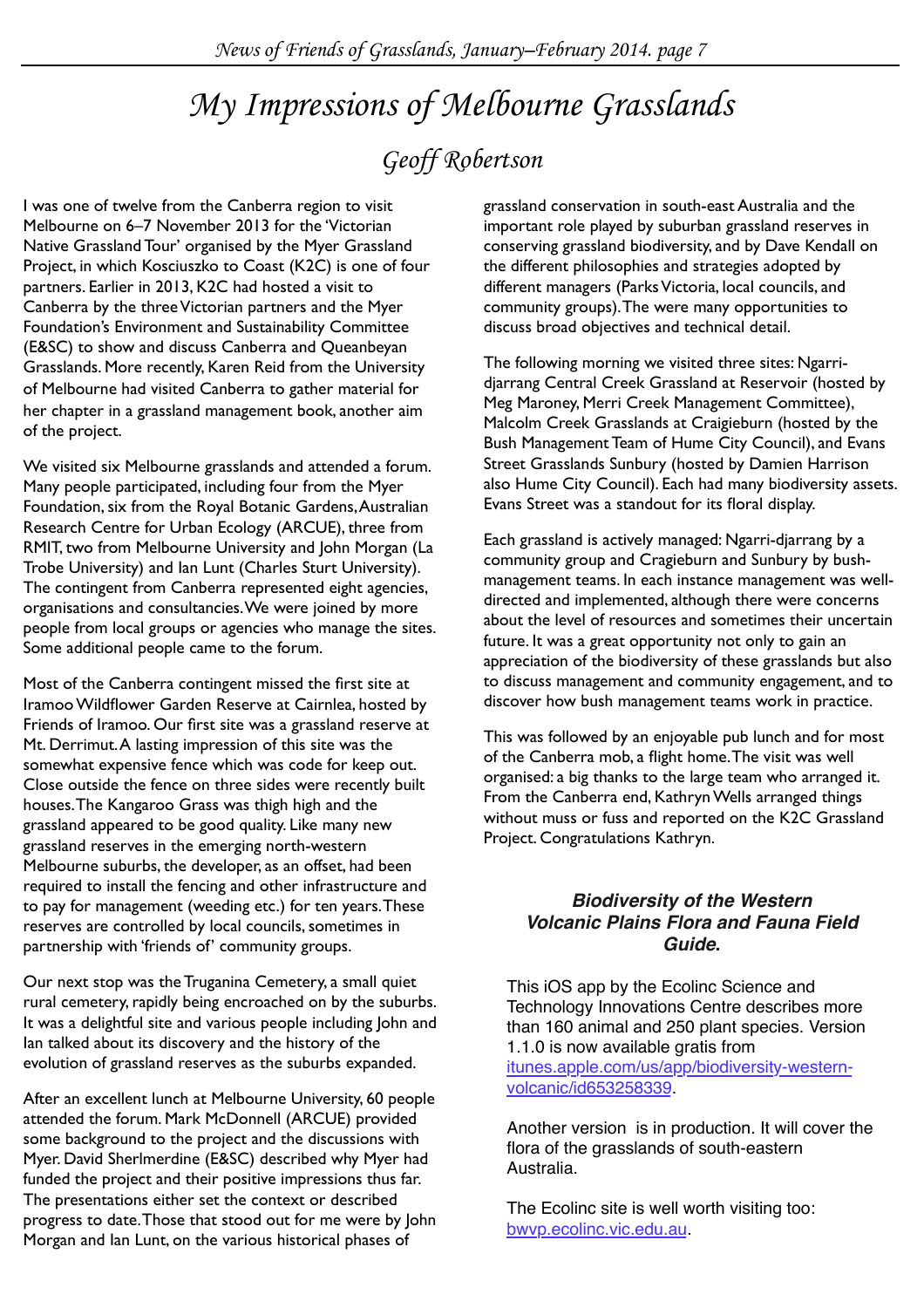# My Impressions of Melbourne Grasslands

## Geoff Robertson

I was one of twelve from the Canberra region to visit Melbourne on 6–7 November 2013 for the 'Victorian Native Grassland Tour' organised by the Myer Grassland Project, in which Kosciuszko to Coast (K2C) is one of four partners. Earlier in 2013, K2C had hosted a visit to Canberra by the three Victorian partners and the Myer Foundation's Environment and Sustainability Committee (E&SC) to show and discuss Canberra and Queanbeyan Grasslands. More recently, Karen Reid from the University of Melbourne had visited Canberra to gather material for her chapter in a grassland management book, another aim of the project.

We visited six Melbourne grasslands and attended a forum. Many people participated, including four from the Myer Foundation, six from the Royal Botanic Gardens, Australian Research Centre for Urban Ecology (ARCUE), three from RMIT, two from Melbourne University and John Morgan (La Trobe University) and Ian Lunt (Charles Sturt University). The contingent from Canberra represented eight agencies, organisations and consultancies. We were joined by more people from local groups or agencies who manage the sites. Some additional people came to the forum.

Most of the Canberra contingent missed the first site at Iramoo Wildflower Garden Reserve at Cairnlea, hosted by Friends of Iramoo. Our first site was a grassland reserve at Mt. Derrimut. A lasting impression of this site was the somewhat expensive fence which was code for keep out. Close outside the fence on three sides were recently built houses. The Kangaroo Grass was thigh high and the grassland appeared to be good quality. Like many new grassland reserves in the emerging north-western Melbourne suburbs, the developer, as an offset, had been required to install the fencing and other infrastructure and to pay for management (weeding etc.) for ten years. These reserves are controlled by local councils, sometimes in partnership with 'friends of' community groups.

Our next stop was the Truganina Cemetery, a small quiet rural cemetery, rapidly being encroached on by the suburbs. It was a delightful site and various people including John and Ian talked about its discovery and the history of the evolution of grassland reserves as the suburbs expanded.

After an excellent lunch at Melbourne University, 60 people attended the forum. Mark McDonnell (ARCUE) provided some background to the project and the discussions with Myer. David Sherlmerdine (E&SC) described why Myer had funded the project and their positive impressions thus far. The presentations either set the context or described progress to date. Those that stood out for me were by John Morgan and Ian Lunt, on the various historical phases of grassland conservation in south-east Australia and the important role played by suburban grassland reserves in conserving grassland biodiversity, and by Dave Kendall on the different philosophies and strategies adopted by different managers (Parks Victoria, local councils, and community groups). The were many opportunities to discuss broad objectives and technical detail.

The following morning we visited three sites: Ngarri-djarrang Central Creek Grassland at Reservoir (hosted by Meg Maroney, Merri Creek Management Committee), Malcolm Creek Grasslands at Craigieburn (hosted by the Bush Management Team of Hume City Council), and Evans Street Grasslands Sunbury (hosted by Damien Harrison also Hume City Council). Each had many biodiversity assets. Evans Street was a standout for its floral display.

Each grassland is actively managed: Ngarri-djarrang by a community group and Cragieburn and Sunbury by bush-management teams. In each instance management was well-directed and implemented, although there were concerns about the level of resources and sometimes their uncertain future. It was a great opportunity not only to gain an appreciation of the biodiversity of these grasslands but also to discuss management and community engagement, and to discover how bush management teams work in practice.

This was followed by an enjoyable pub lunch and for most of the Canberra mob, a flight home. The visit was well organised: a big thanks to the large team who arranged it. From the Canberra end, Kathryn Wells arranged things without muss or fuss and reported on the K2C Grassland Project. Congratulations Kathryn.

### *Biodiversity of the Western Volcanic Plains Flora and Fauna Field Guide.*

This iOS app by the Ecolinc Science and Technology Innovations Centre describes more than 160 animal and 250 plant species. Version 1.1.0 is now available gratis from itunes.apple.com/us/app/biodiversity-western-volcanic/id653258339.

Another version is in production. It will cover the flora of the grasslands of south-eastern Australia.

The Ecolinc site is well worth visiting too: bwvp.ecolinc.vic.edu.au.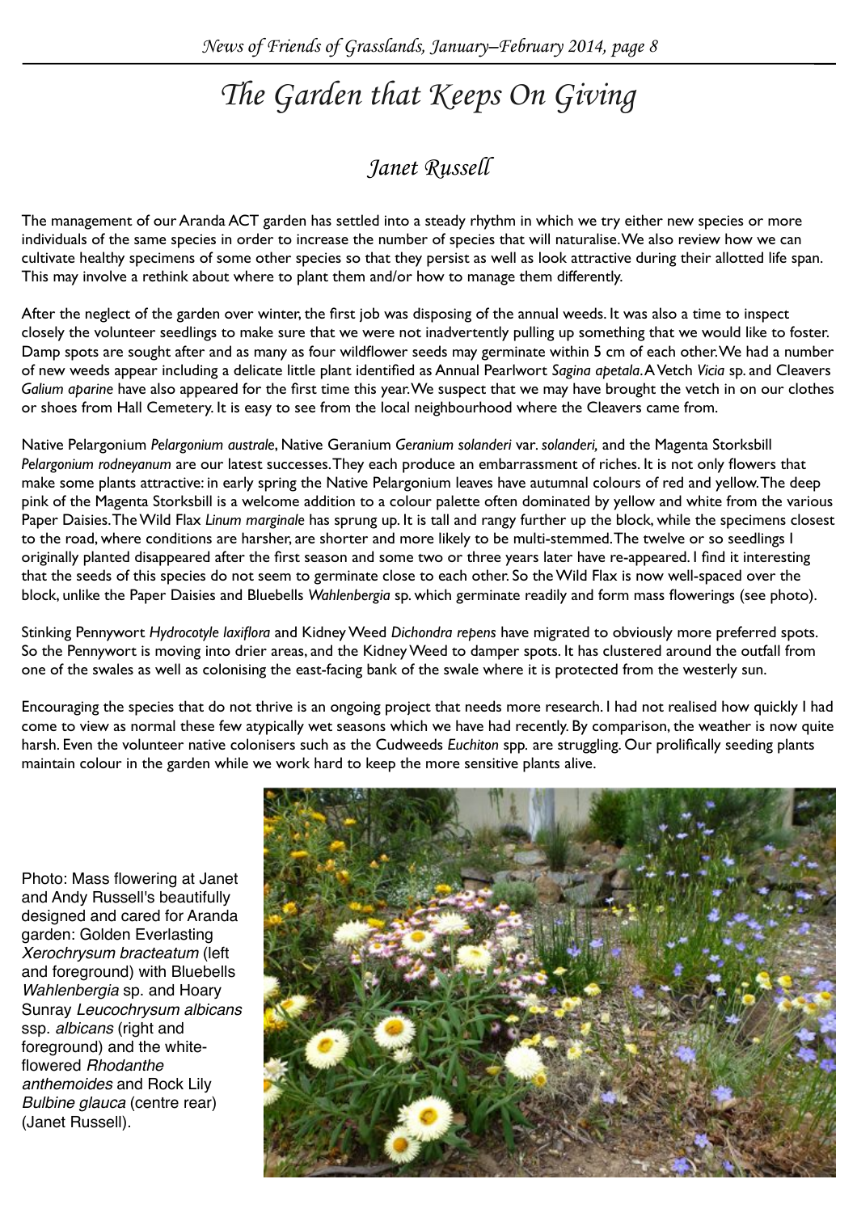# The Garden that Keeps On Giving

## Janet Russell

The management of our Aranda ACT garden has settled into a steady rhythm in which we try either new species or more individuals of the same species in order to increase the number of species that will naturalise. We also review how we can cultivate healthy specimens of some other species so that they persist as well as look attractive during their allotted life span. This may involve a rethink about where to plant them and/or how to manage them differently.

After the neglect of the garden over winter, the first job was disposing of the annual weeds. It was also a time to inspect closely the volunteer seedlings to make sure that we were not inadvertently pulling up something that we would like to foster. Damp spots are sought after and as many as four wildflower seeds may germinate within 5 cm of each other. We had a number of new weeds appear including a delicate little plant identified as Annual Pearlwort *Sagina apetala*. A Vetch *Vicia* sp. and Cleavers *Galium aparine* have also appeared for the first time this year. We suspect that we may have brought the vetch in on our clothes or shoes from Hall Cemetery. It is easy to see from the local neighbourhood where the Cleavers came from.

Native Pelargonium *Pelargonium australe*, Native Geranium *Geranium solanderi* var. *solanderi*, and the Magenta Storksbill *Pelargonium rodneyanum* are our latest successes. They each produce an embarrassment of riches. It is not only flowers that make some plants attractive: in early spring the Native Pelargonium leaves have autumnal colours of red and yellow. The deep pink of the Magenta Storksbill is a welcome addition to a colour palette often dominated by yellow and white from the various Paper Daisies. The Wild Flax *Linum marginale* has sprung up. It is tall and rangy further up the block, while the specimens closest to the road, where conditions are harsher, are shorter and more likely to be multi-stemmed. The twelve or so seedlings I originally planted disappeared after the first season and some two or three years later have re-appeared. I find it interesting that the seeds of this species do not seem to germinate close to each other. So the Wild Flax is now well-spaced over the block, unlike the Paper Daisies and Bluebells *Wahlenbergia* sp. which germinate readily and form mass flowerings (see photo).

Stinking Pennywort *Hydrocotyle laxiflora* and Kidney Weed *Dichondra repens* have migrated to obviously more preferred spots. So the Pennywort is moving into drier areas, and the Kidney Weed to damper spots. It has clustered around the outfall from one of the swales as well as colonising the east-facing bank of the swale where it is protected from the westerly sun.

Encouraging the species that do not thrive is an ongoing project that needs more research. I had not realised how quickly I had come to view as normal these few atypically wet seasons which we have had recently. By comparison, the weather is now quite harsh. Even the volunteer native colonisers such as the Cudweeds *Euchiton* spp. are struggling. Our prolifically seeding plants maintain colour in the garden while we work hard to keep the more sensitive plants alive.

Photo: Mass flowering at Janet and Andy Russell's beautifully designed and cared for Aranda garden: Golden Everlasting *Xerochrysum bracteatum* (left and foreground) with Bluebells *Wahlenbergia* sp. and Hoary Sunray *Leucochrysum albicans* ssp. *albicans* (right and foreground) and the white-flowered *Rhodanthe anthemoides* and Rock Lily *Bulbine glauca* (centre rear) (Janet Russell).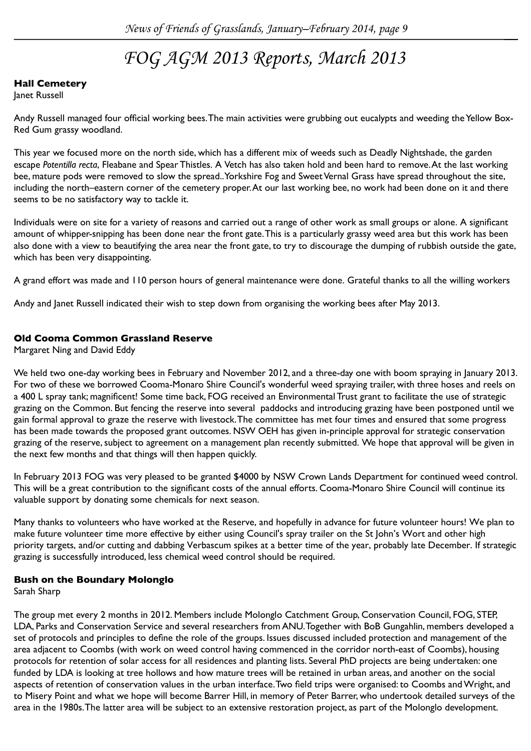# FOG AGM 2013 Reports, March 2013

### Hall Cemetery

Janet Russell

Andy Russell managed four official working bees. The main activities were grubbing out eucalypts and weeding the Yellow Box-Red Gum grassy woodland.

This year we focused more on the north side, which has a different mix of weeds such as Deadly Nightshade, the garden escape *Potentilla recta*, Fleabane and Spear Thistles. A Vetch has also taken hold and been hard to remove. At the last working bee, mature pods were removed to slow the spread.. Yorkshire Fog and Sweet Vernal Grass have spread throughout the site, including the north–eastern corner of the cemetery proper. At our last working bee, no work had been done on it and there seems to be no satisfactory way to tackle it.

Individuals were on site for a variety of reasons and carried out a range of other work as small groups or alone. A significant amount of whipper-snipping has been done near the front gate. This is a particularly grassy weed area but this work has been also done with a view to beautifying the area near the front gate, to try to discourage the dumping of rubbish outside the gate, which has been very disappointing.

A grand effort was made and 110 person hours of general maintenance were done. Grateful thanks to all the willing workers

Andy and Janet Russell indicated their wish to step down from organising the working bees after May 2013.

### Old Cooma Common Grassland Reserve

Margaret Ning and David Eddy

We held two one-day working bees in February and November 2012, and a three-day one with boom spraying in January 2013. For two of these we borrowed Cooma-Monaro Shire Council's wonderful weed spraying trailer, with three hoses and reels on a 400 L spray tank; magnificent! Some time back, FOG received an Environmental Trust grant to facilitate the use of strategic grazing on the Common. But fencing the reserve into several paddocks and introducing grazing have been postponed until we gain formal approval to graze the reserve with livestock. The committee has met four times and ensured that some progress has been made towards the proposed grant outcomes. NSW OEH has given in-principle approval for strategic conservation grazing of the reserve, subject to agreement on a management plan recently submitted. We hope that approval will be given in the next few months and that things will then happen quickly.

In February 2013 FOG was very pleased to be granted $4000 by NSW Crown Lands Department for continued weed control. This will be a great contribution to the significant costs of the annual efforts. Cooma-Monaro Shire Council will continue its valuable support by donating some chemicals for next season.

Many thanks to volunteers who have worked at the Reserve, and hopefully in advance for future volunteer hours! We plan to make future volunteer time more effective by either using Council's spray trailer on the St John's Wort and other high priority targets, and/or cutting and dabbing Verbascum spikes at a better time of the year, probably late December. If strategic grazing is successfully introduced, less chemical weed control should be required.

### Bush on the Boundary Molonglo

Sarah Sharp

The group met every 2 months in 2012. Members include Molonglo Catchment Group, Conservation Council, FOG, STEP, LDA, Parks and Conservation Service and several researchers from ANU. Together with BoB Gungahlin, members developed a set of protocols and principles to define the role of the groups. Issues discussed included protection and management of the area adjacent to Coombs (with work on weed control having commenced in the corridor north-east of Coombs), housing protocols for retention of solar access for all residences and planting lists. Several PhD projects are being undertaken: one funded by LDA is looking at tree hollows and how mature trees will be retained in urban areas, and another on the social aspects of retention of conservation values in the urban interface. Two field trips were organised: to Coombs and Wright, and to Misery Point and what we hope will become Barrer Hill, in memory of Peter Barrer, who undertook detailed surveys of the area in the 1980s. The latter area will be subject to an extensive restoration project, as part of the Molonglo development.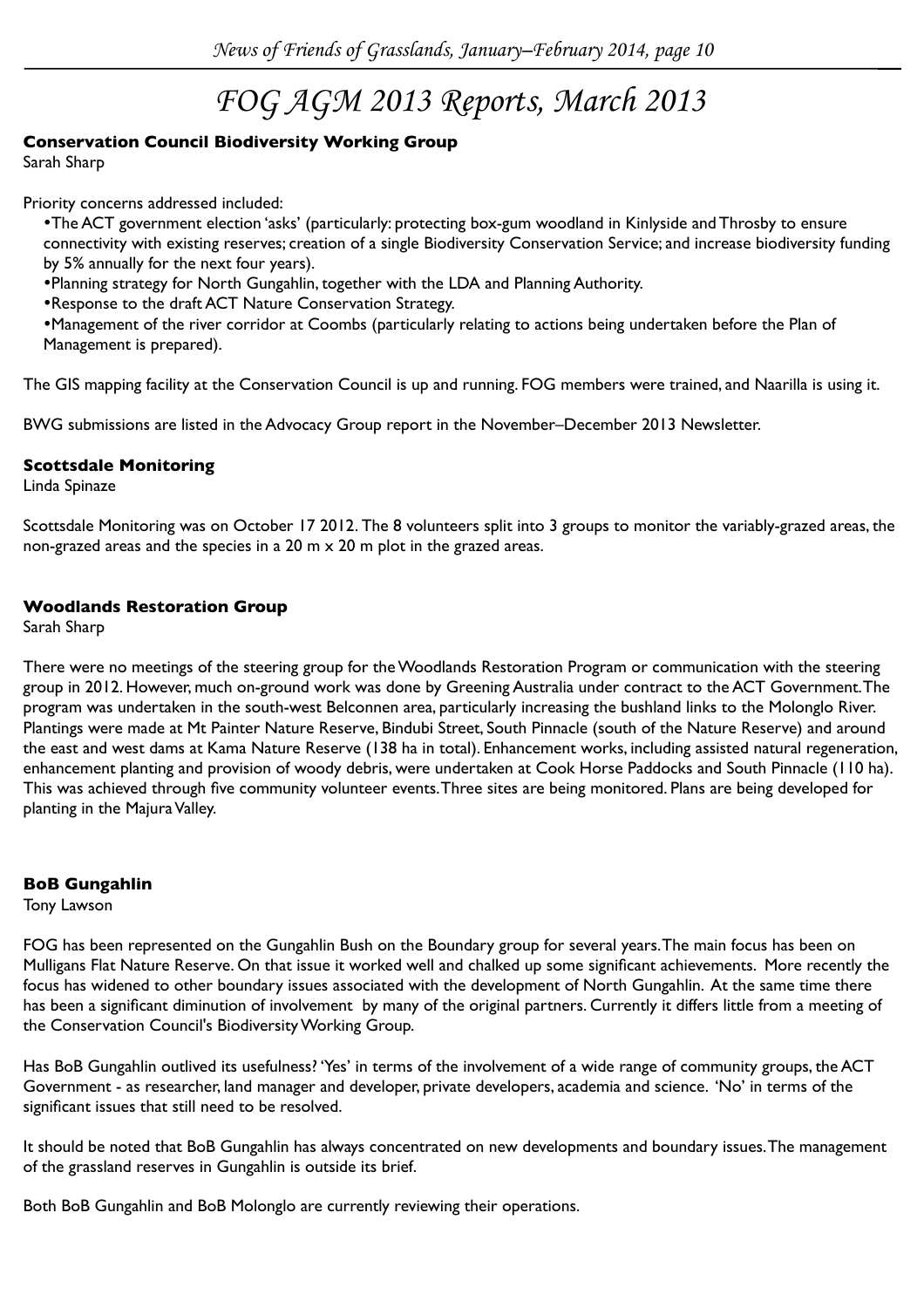# FOG AGM 2013 Reports, March 2013

### Conservation Council Biodiversity Working Group

Sarah Sharp

Priority concerns addressed included:

- The ACT government election 'asks' (particularly: protecting box-gum woodland in Kinlyside and Throsby to ensure connectivity with existing reserves; creation of a single Biodiversity Conservation Service; and increase biodiversity funding by 5% annually for the next four years).
- Planning strategy for North Gungahlin, together with the LDA and Planning Authority.
- Response to the draft ACT Nature Conservation Strategy.
- Management of the river corridor at Coombs (particularly relating to actions being undertaken before the Plan of Management is prepared).

The GIS mapping facility at the Conservation Council is up and running. FOG members were trained, and Naarilla is using it.

BWG submissions are listed in the Advocacy Group report in the November–December 2013 Newsletter.

### Scottsdale Monitoring

Linda Spinaze

Scottsdale Monitoring was on October 17 2012. The 8 volunteers split into 3 groups to monitor the variably-grazed areas, the non-grazed areas and the species in a 20 m x 20 m plot in the grazed areas.

### Woodlands Restoration Group

Sarah Sharp

There were no meetings of the steering group for the Woodlands Restoration Program or communication with the steering group in 2012. However, much on-ground work was done by Greening Australia under contract to the ACT Government. The program was undertaken in the south-west Belconnen area, particularly increasing the bushland links to the Molonglo River. Plantings were made at Mt Painter Nature Reserve, Bindubi Street, South Pinnacle (south of the Nature Reserve) and around the east and west dams at Kama Nature Reserve (138 ha in total). Enhancement works, including assisted natural regeneration, enhancement planting and provision of woody debris, were undertaken at Cook Horse Paddocks and South Pinnacle (110 ha). This was achieved through five community volunteer events. Three sites are being monitored. Plans are being developed for planting in the Majura Valley.

### BoB Gungahlin

Tony Lawson

FOG has been represented on the Gungahlin Bush on the Boundary group for several years. The main focus has been on Mulligans Flat Nature Reserve. On that issue it worked well and chalked up some significant achievements. More recently the focus has widened to other boundary issues associated with the development of North Gungahlin. At the same time there has been a significant diminution of involvement by many of the original partners. Currently it differs little from a meeting of the Conservation Council's Biodiversity Working Group.

Has BoB Gungahlin outlived its usefulness? 'Yes' in terms of the involvement of a wide range of community groups, the ACT Government - as researcher, land manager and developer, private developers, academia and science. 'No' in terms of the significant issues that still need to be resolved.

It should be noted that BoB Gungahlin has always concentrated on new developments and boundary issues. The management of the grassland reserves in Gungahlin is outside its brief.

Both BoB Gungahlin and BoB Molonglo are currently reviewing their operations.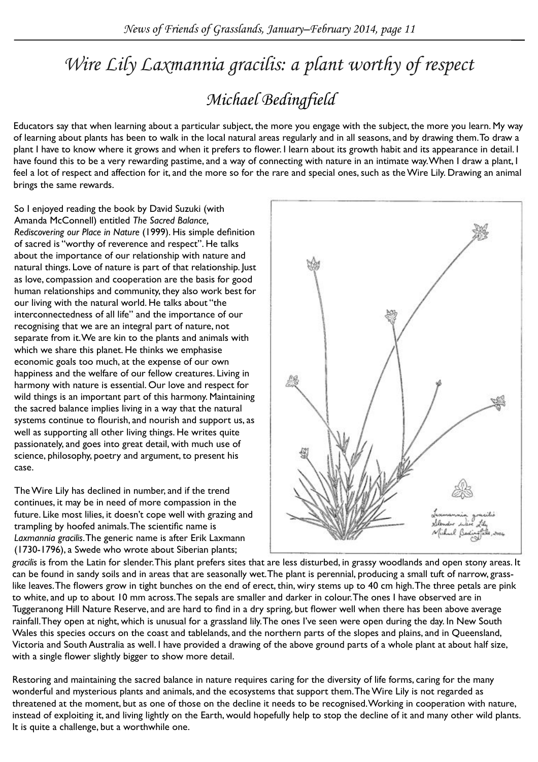# *Wire Lily Laxmannia gracilis: a plant worthy of respect*

## *Michael Bedingfield*

Educators say that when learning about a particular subject, the more you engage with the subject, the more you learn. My way of learning about plants has been to walk in the local natural areas regularly and in all seasons, and by drawing them. To draw a plant I have to know where it grows and when it prefers to flower. I learn about its growth habit and its appearance in detail. I have found this to be a very rewarding pastime, and a way of connecting with nature in an intimate way. When I draw a plant, I feel a lot of respect and affection for it, and the more so for the rare and special ones, such as the Wire Lily. Drawing an animal brings the same rewards.

So I enjoyed reading the book by David Suzuki (with Amanda McConnell) entitled *The Sacred Balance, Rediscovering our Place in Nature* (1999). His simple definition of sacred is "worthy of reverence and respect". He talks about the importance of our relationship with nature and natural things. Love of nature is part of that relationship. Just as love, compassion and cooperation are the basis for good human relationships and community, they also work best for our living with the natural world. He talks about "the interconnectedness of all life" and the importance of our recognising that we are an integral part of nature, not separate from it. We are kin to the plants and animals with which we share this planet. He thinks we emphasise economic goals too much, at the expense of our own happiness and the welfare of our fellow creatures. Living in harmony with nature is essential. Our love and respect for wild things is an important part of this harmony. Maintaining the sacred balance implies living in a way that the natural systems continue to flourish, and nourish and support us, as well as supporting all other living things. He writes quite passionately, and goes into great detail, with much use of science, philosophy, poetry and argument, to present his case.

The Wire Lily has declined in number, and if the trend continues, it may be in need of more compassion in the future. Like most lilies, it doesn't cope well with grazing and trampling by hoofed animals. The scientific name is *Laxmannia gracilis*. The generic name is after Erik Laxmann (1730-1796), a Swede who wrote about Siberian plants; *gracilis* is from the Latin for slender. This plant prefers sites that are less disturbed, in grassy woodlands and open stony areas. It can be found in sandy soils and in areas that are seasonally wet. The plant is perennial, producing a small tuft of narrow, grass-like leaves. The flowers grow in tight bunches on the end of erect, thin, wiry stems up to 40 cm high. The three petals are pink to white, and up to about 10 mm across. The sepals are smaller and darker in colour. The ones I have observed are in Tuggeranong Hill Nature Reserve, and are hard to find in a dry spring, but flower well when there has been above average rainfall. They open at night, which is unusual for a grassland lily. The ones I've seen were open during the day. In New South Wales this species occurs on the coast and tablelands, and the northern parts of the slopes and plains, and in Queensland, Victoria and South Australia as well. I have provided a drawing of the above ground parts of a whole plant at about half size, with a single flower slightly bigger to show more detail.

Restoring and maintaining the sacred balance in nature requires caring for the diversity of life forms, caring for the many wonderful and mysterious plants and animals, and the ecosystems that support them. The Wire Lily is not regarded as threatened at the moment, but as one of those on the decline it needs to be recognised. Working in cooperation with nature, instead of exploiting it, and living lightly on the Earth, would hopefully help to stop the decline of it and many other wild plants. It is quite a challenge, but a worthwhile one.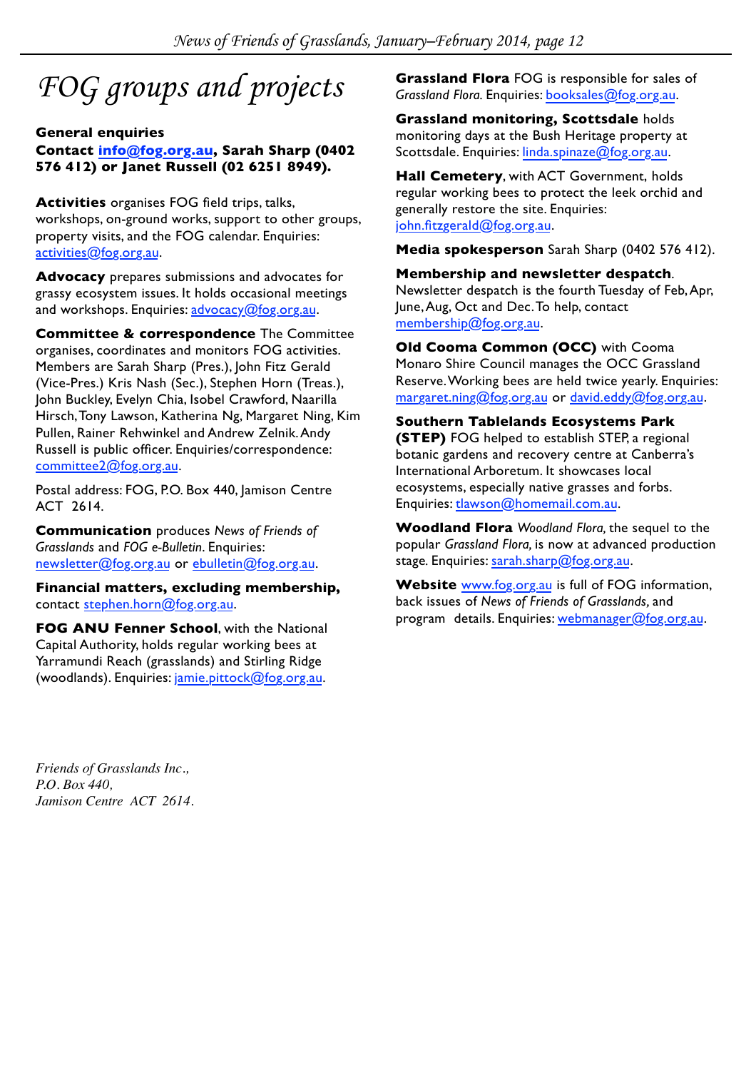# FOG groups and projects

**General enquiries**
**Contact info@fog.org.au, Sarah Sharp (0402 576 412) or Janet Russell (02 6251 8949).**

**Activities** organises FOG field trips, talks, workshops, on-ground works, support to other groups, property visits, and the FOG calendar. Enquiries: activities@fog.org.au.

**Advocacy** prepares submissions and advocates for grassy ecosystem issues. It holds occasional meetings and workshops. Enquiries: advocacy@fog.org.au.

**Committee & correspondence** The Committee organises, coordinates and monitors FOG activities. Members are Sarah Sharp (Pres.), John Fitz Gerald (Vice-Pres.) Kris Nash (Sec.), Stephen Horn (Treas.), John Buckley, Evelyn Chia, Isobel Crawford, Naarilla Hirsch, Tony Lawson, Katherina Ng, Margaret Ning, Kim Pullen, Rainer Rehwinkel and Andrew Zelnik. Andy Russell is public officer. Enquiries/correspondence: committee2@fog.org.au.

Postal address: FOG, P.O. Box 440, Jamison Centre ACT 2614.

**Communication** produces *News of Friends of Grasslands* and *FOG e-Bulletin*. Enquiries: newsletter@fog.org.au or ebulletin@fog.org.au.

**Financial matters, excluding membership,** contact stephen.horn@fog.org.au.

**FOG ANU Fenner School**, with the National Capital Authority, holds regular working bees at Yarramundi Reach (grasslands) and Stirling Ridge (woodlands). Enquiries: jamie.pittock@fog.org.au.

**Grassland Flora** FOG is responsible for sales of *Grassland Flora.* Enquiries: booksales@fog.org.au.

**Grassland monitoring, Scottsdale** holds monitoring days at the Bush Heritage property at Scottsdale. Enquiries: linda.spinaze@fog.org.au.

**Hall Cemetery**, with ACT Government, holds regular working bees to protect the leek orchid and generally restore the site. Enquiries: john.fitzgerald@fog.org.au.

**Media spokesperson** Sarah Sharp (0402 576 412).

**Membership and newsletter despatch**. Newsletter despatch is the fourth Tuesday of Feb, Apr, June, Aug, Oct and Dec. To help, contact membership@fog.org.au.

**Old Cooma Common (OCC)** with Cooma Monaro Shire Council manages the OCC Grassland Reserve. Working bees are held twice yearly. Enquiries: margaret.ning@fog.org.au or david.eddy@fog.org.au.

**Southern Tablelands Ecosystems Park (STEP)** FOG helped to establish STEP, a regional botanic gardens and recovery centre at Canberra's International Arboretum. It showcases local ecosystems, especially native grasses and forbs. Enquiries: tlawson@homemail.com.au.

**Woodland Flora** *Woodland Flora,* the sequel to the popular *Grassland Flora,* is now at advanced production stage. Enquiries: sarah.sharp@fog.org.au.

**Website** www.fog.org.au is full of FOG information, back issues of *News of Friends of Grasslands*, and program details. Enquiries: webmanager@fog.org.au.

*Friends of Grasslands Inc.,*
*P.O. Box 440,*
*Jamison Centre ACT 2614.*